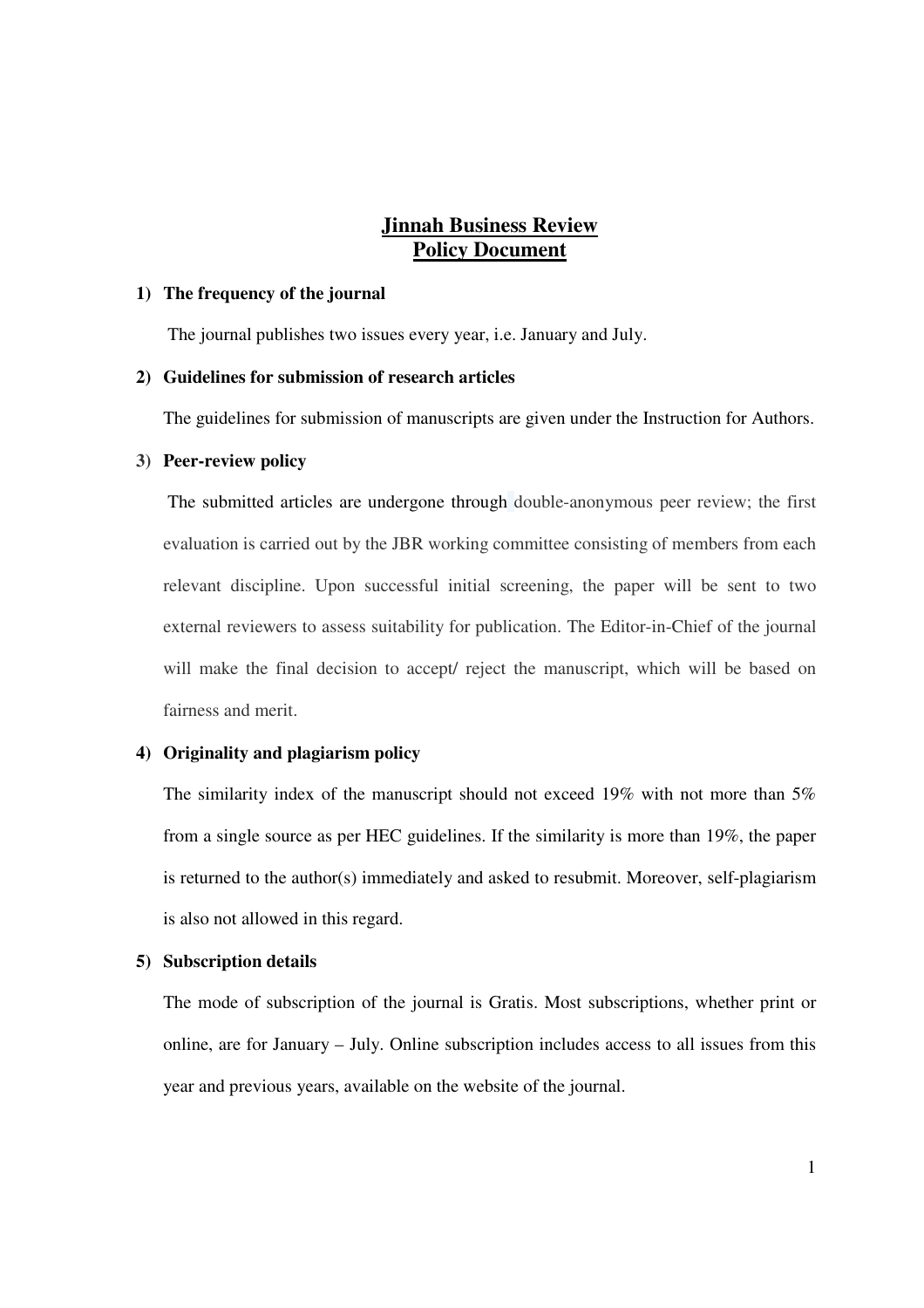# Jinnah Business Review
# Policy Document

**1) The frequency of the journal**

The journal publishes two issues every year, i.e. January and July.

**2) Guidelines for submission of research articles**

The guidelines for submission of manuscripts are given under the Instruction for Authors.

**3) Peer-review policy**

The submitted articles are undergone through double-anonymous peer review; the first evaluation is carried out by the JBR working committee consisting of members from each relevant discipline. Upon successful initial screening, the paper will be sent to two external reviewers to assess suitability for publication. The Editor-in-Chief of the journal will make the final decision to accept/ reject the manuscript, which will be based on fairness and merit.

**4) Originality and plagiarism policy**

The similarity index of the manuscript should not exceed 19% with not more than 5% from a single source as per HEC guidelines. If the similarity is more than 19%, the paper is returned to the author(s) immediately and asked to resubmit. Moreover, self-plagiarism is also not allowed in this regard.

**5) Subscription details**

The mode of subscription of the journal is Gratis. Most subscriptions, whether print or online, are for January – July. Online subscription includes access to all issues from this year and previous years, available on the website of the journal.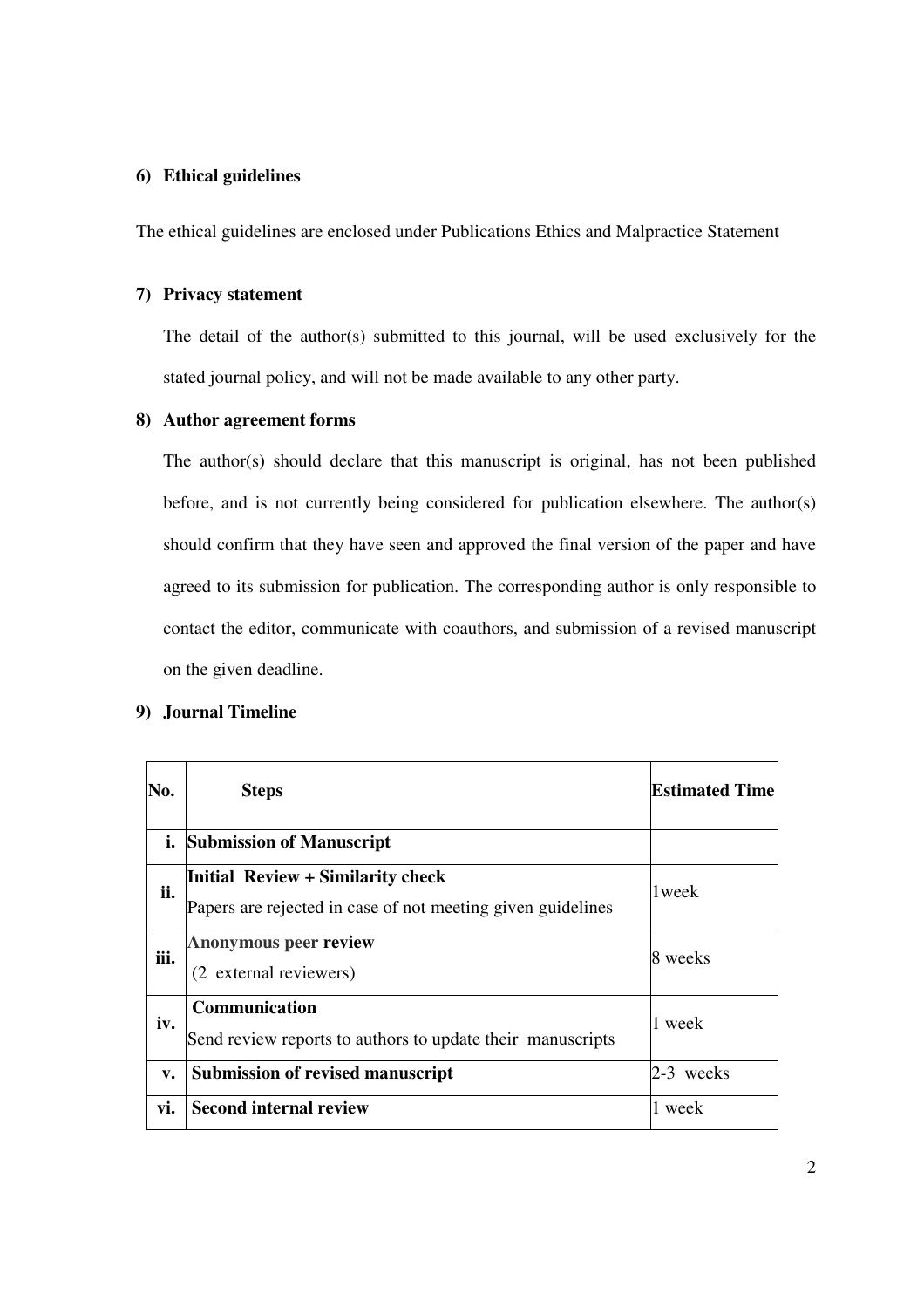### 6) Ethical guidelines

The ethical guidelines are enclosed under Publications Ethics and Malpractice Statement

### 7) Privacy statement

The detail of the author(s) submitted to this journal, will be used exclusively for the stated journal policy, and will not be made available to any other party.

### 8) Author agreement forms

The author(s) should declare that this manuscript is original, has not been published before, and is not currently being considered for publication elsewhere. The author(s) should confirm that they have seen and approved the final version of the paper and have agreed to its submission for publication. The corresponding author is only responsible to contact the editor, communicate with coauthors, and submission of a revised manuscript on the given deadline.

### 9) Journal Timeline

| No. | Steps | Estimated Time |
|---|---|---|
| i. | **Submission of Manuscript** | |
| ii. | **Initial Review + Similarity check**<br>Papers are rejected in case of not meeting given guidelines | 1week |
| iii. | **Anonymous peer review**<br>(2 external reviewers) | 8 weeks |
| iv. | **Communication**<br>Send review reports to authors to update their manuscripts | 1 week |
| v. | **Submission of revised manuscript** | 2-3 weeks |
| vi. | **Second internal review** | 1 week |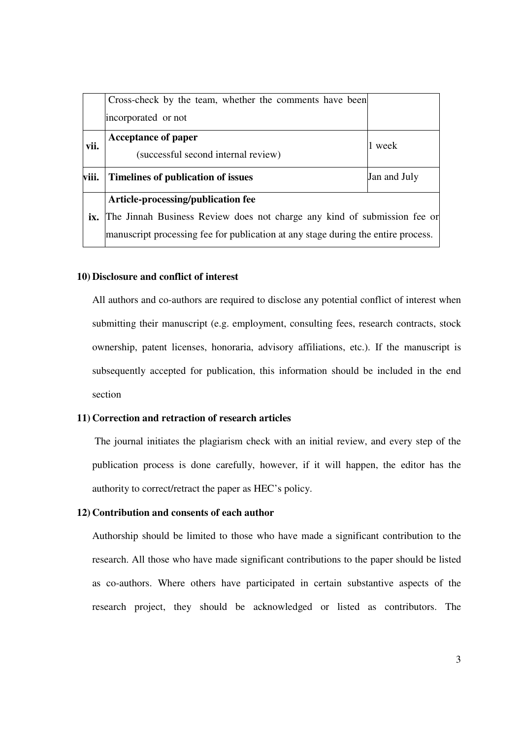| | | |
|---|---|---|
| | Cross-check by the team, whether the comments have been incorporated or not | |
| **vii.** | **Acceptance of paper** (successful second internal review) | 1 week |
| **viii.** | **Timelines of publication of issues** | Jan and July |
| **ix.** | **Article-processing/publication fee** The Jinnah Business Review does not charge any kind of submission fee or manuscript processing fee for publication at any stage during the entire process. | |

**10) Disclosure and conflict of interest**

All authors and co-authors are required to disclose any potential conflict of interest when submitting their manuscript (e.g. employment, consulting fees, research contracts, stock ownership, patent licenses, honoraria, advisory affiliations, etc.). If the manuscript is subsequently accepted for publication, this information should be included in the end section

**11) Correction and retraction of research articles**

The journal initiates the plagiarism check with an initial review, and every step of the publication process is done carefully, however, if it will happen, the editor has the authority to correct/retract the paper as HEC's policy.

**12) Contribution and consents of each author**

Authorship should be limited to those who have made a significant contribution to the research. All those who have made significant contributions to the paper should be listed as co-authors. Where others have participated in certain substantive aspects of the research project, they should be acknowledged or listed as contributors. The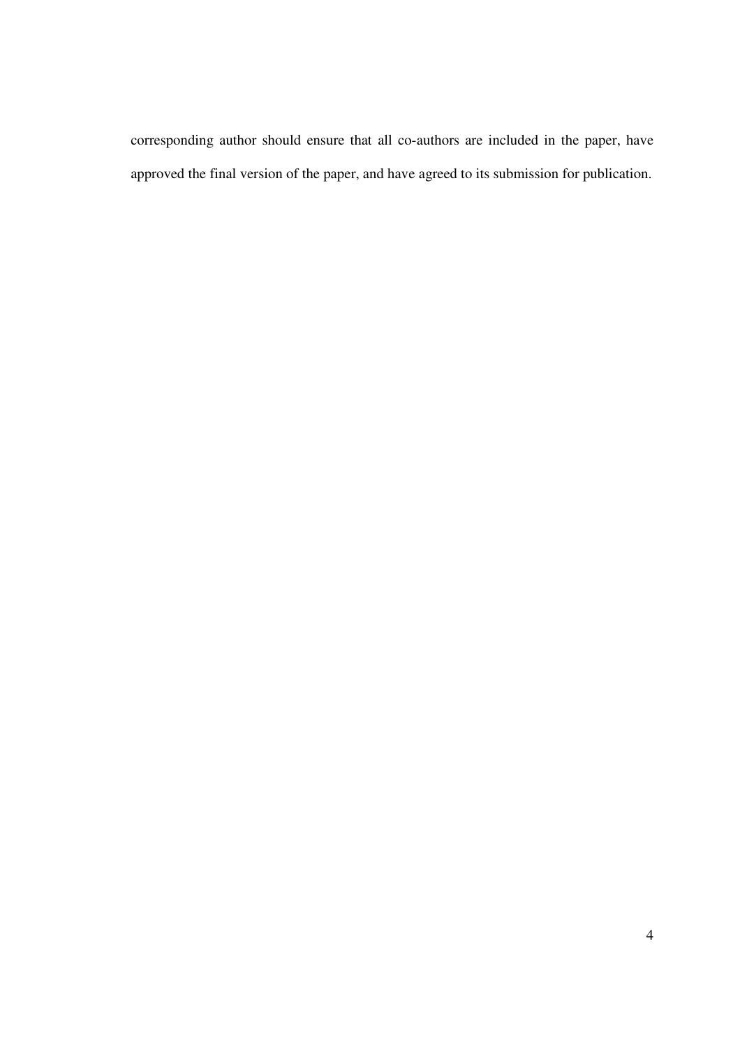corresponding author should ensure that all co-authors are included in the paper, have approved the final version of the paper, and have agreed to its submission for publication.